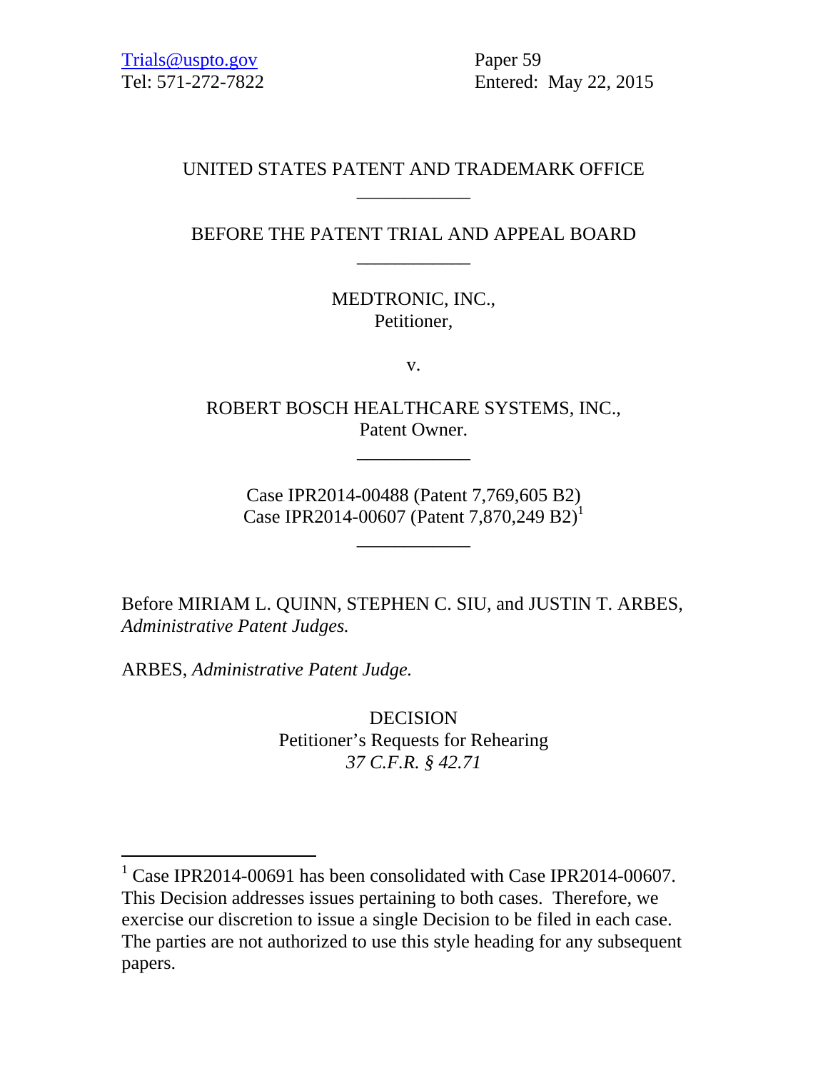Trials@uspto.gov
Tel: 571-272-7822

Paper 59
Entered: May 22, 2015

UNITED STATES PATENT AND TRADEMARK OFFICE

____________

BEFORE THE PATENT TRIAL AND APPEAL BOARD

____________

MEDTRONIC, INC.,
Petitioner,

v.

ROBERT BOSCH HEALTHCARE SYSTEMS, INC.,
Patent Owner.

____________

Case IPR2014-00488 (Patent 7,769,605 B2)
Case IPR2014-00607 (Patent 7,870,249 B2)[1]

____________

Before MIRIAM L. QUINN, STEPHEN C. SIU, and JUSTIN T. ARBES, *Administrative Patent Judges.*

ARBES, *Administrative Patent Judge.*

DECISION
Petitioner's Requests for Rehearing
*37 C.F.R. § 42.71*

---

[1] Case IPR2014-00691 has been consolidated with Case IPR2014-00607. This Decision addresses issues pertaining to both cases. Therefore, we exercise our discretion to issue a single Decision to be filed in each case. The parties are not authorized to use this style heading for any subsequent papers.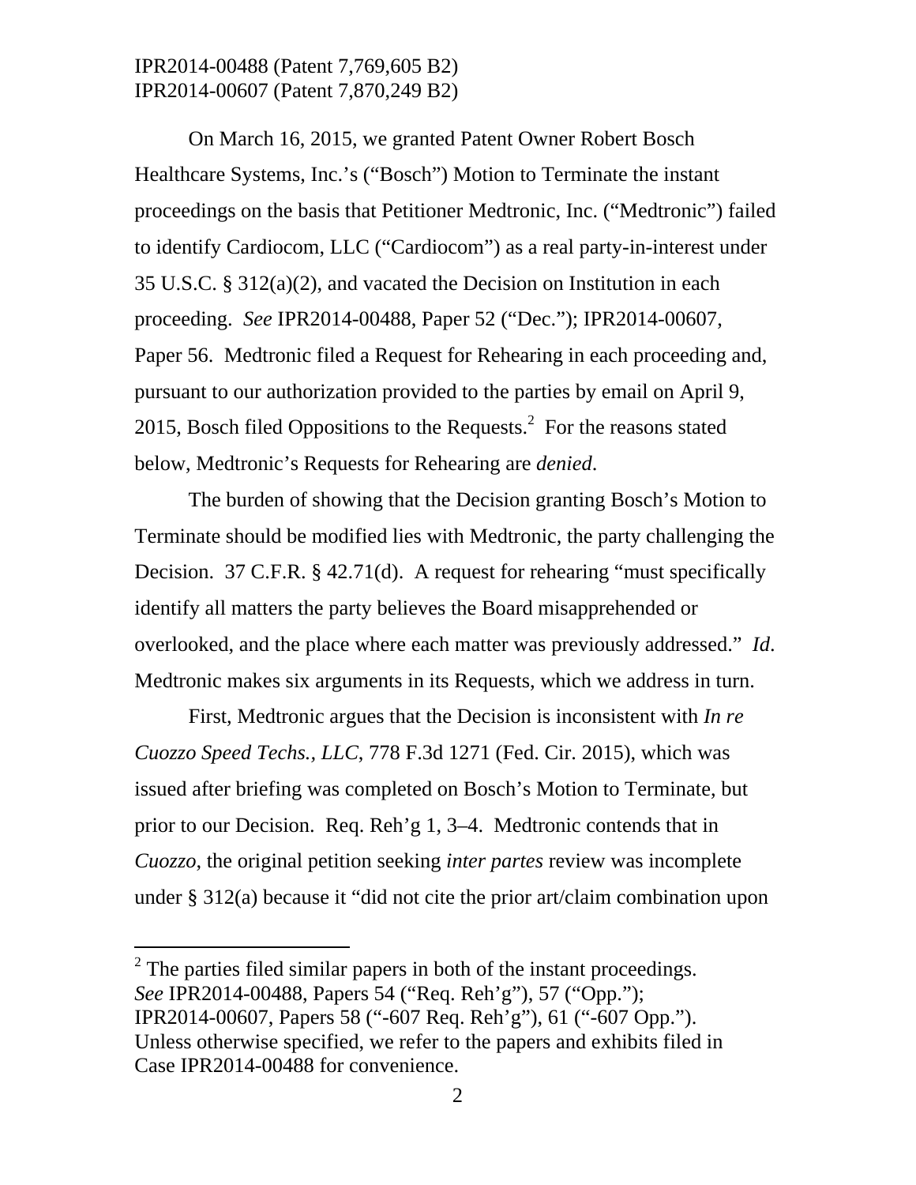On March 16, 2015, we granted Patent Owner Robert Bosch Healthcare Systems, Inc.'s ("Bosch") Motion to Terminate the instant proceedings on the basis that Petitioner Medtronic, Inc. ("Medtronic") failed to identify Cardiocom, LLC ("Cardiocom") as a real party-in-interest under 35 U.S.C. § 312(a)(2), and vacated the Decision on Institution in each proceeding. *See* IPR2014-00488, Paper 52 ("Dec."); IPR2014-00607, Paper 56. Medtronic filed a Request for Rehearing in each proceeding and, pursuant to our authorization provided to the parties by email on April 9, 2015, Bosch filed Oppositions to the Requests.[2] For the reasons stated below, Medtronic's Requests for Rehearing are *denied*.

The burden of showing that the Decision granting Bosch's Motion to Terminate should be modified lies with Medtronic, the party challenging the Decision. 37 C.F.R. § 42.71(d). A request for rehearing "must specifically identify all matters the party believes the Board misapprehended or overlooked, and the place where each matter was previously addressed." *Id*. Medtronic makes six arguments in its Requests, which we address in turn.

First, Medtronic argues that the Decision is inconsistent with *In re Cuozzo Speed Techs., LLC*, 778 F.3d 1271 (Fed. Cir. 2015), which was issued after briefing was completed on Bosch's Motion to Terminate, but prior to our Decision. Req. Reh'g 1, 3–4. Medtronic contends that in *Cuozzo*, the original petition seeking *inter partes* review was incomplete under § 312(a) because it "did not cite the prior art/claim combination upon

[2] The parties filed similar papers in both of the instant proceedings. *See* IPR2014-00488, Papers 54 ("Req. Reh'g"), 57 ("Opp."); IPR2014-00607, Papers 58 ("-607 Req. Reh'g"), 61 ("-607 Opp."). Unless otherwise specified, we refer to the papers and exhibits filed in Case IPR2014-00488 for convenience.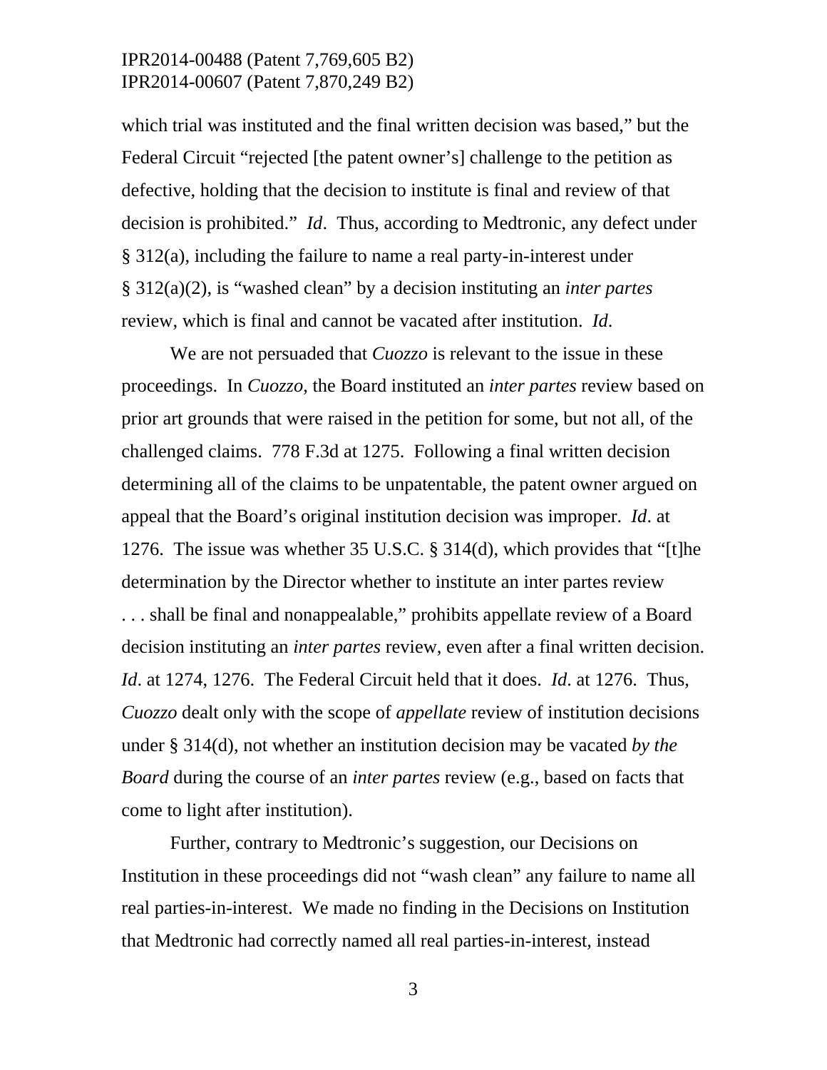which trial was instituted and the final written decision was based," but the Federal Circuit "rejected [the patent owner's] challenge to the petition as defective, holding that the decision to institute is final and review of that decision is prohibited." *Id*. Thus, according to Medtronic, any defect under § 312(a), including the failure to name a real party-in-interest under § 312(a)(2), is "washed clean" by a decision instituting an *inter partes* review, which is final and cannot be vacated after institution. *Id*.

We are not persuaded that *Cuozzo* is relevant to the issue in these proceedings. In *Cuozzo*, the Board instituted an *inter partes* review based on prior art grounds that were raised in the petition for some, but not all, of the challenged claims. 778 F.3d at 1275. Following a final written decision determining all of the claims to be unpatentable, the patent owner argued on appeal that the Board's original institution decision was improper. *Id*. at 1276. The issue was whether 35 U.S.C. § 314(d), which provides that "[t]he determination by the Director whether to institute an inter partes review . . . shall be final and nonappealable," prohibits appellate review of a Board decision instituting an *inter partes* review, even after a final written decision. *Id*. at 1274, 1276. The Federal Circuit held that it does. *Id*. at 1276. Thus, *Cuozzo* dealt only with the scope of *appellate* review of institution decisions under § 314(d), not whether an institution decision may be vacated *by the Board* during the course of an *inter partes* review (e.g., based on facts that come to light after institution).

Further, contrary to Medtronic's suggestion, our Decisions on Institution in these proceedings did not "wash clean" any failure to name all real parties-in-interest. We made no finding in the Decisions on Institution that Medtronic had correctly named all real parties-in-interest, instead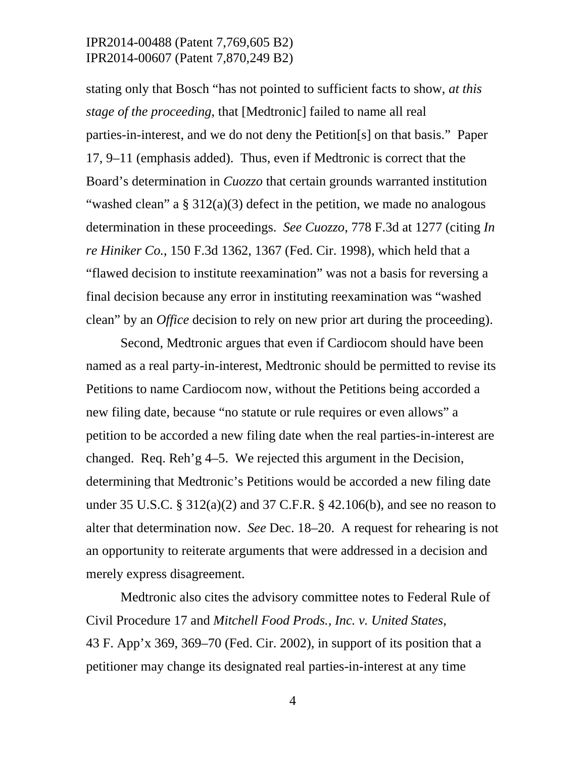stating only that Bosch "has not pointed to sufficient facts to show, *at this stage of the proceeding*, that [Medtronic] failed to name all real parties-in-interest, and we do not deny the Petition[s] on that basis." Paper 17, 9–11 (emphasis added). Thus, even if Medtronic is correct that the Board's determination in *Cuozzo* that certain grounds warranted institution "washed clean" a § 312(a)(3) defect in the petition, we made no analogous determination in these proceedings. *See Cuozzo*, 778 F.3d at 1277 (citing *In re Hiniker Co.*, 150 F.3d 1362, 1367 (Fed. Cir. 1998), which held that a "flawed decision to institute reexamination" was not a basis for reversing a final decision because any error in instituting reexamination was "washed clean" by an *Office* decision to rely on new prior art during the proceeding).

Second, Medtronic argues that even if Cardiocom should have been named as a real party-in-interest, Medtronic should be permitted to revise its Petitions to name Cardiocom now, without the Petitions being accorded a new filing date, because "no statute or rule requires or even allows" a petition to be accorded a new filing date when the real parties-in-interest are changed. Req. Reh'g 4–5. We rejected this argument in the Decision, determining that Medtronic's Petitions would be accorded a new filing date under 35 U.S.C. § 312(a)(2) and 37 C.F.R. § 42.106(b), and see no reason to alter that determination now. *See* Dec. 18–20. A request for rehearing is not an opportunity to reiterate arguments that were addressed in a decision and merely express disagreement.

Medtronic also cites the advisory committee notes to Federal Rule of Civil Procedure 17 and *Mitchell Food Prods., Inc. v. United States*, 43 F. App'x 369, 369–70 (Fed. Cir. 2002), in support of its position that a petitioner may change its designated real parties-in-interest at any time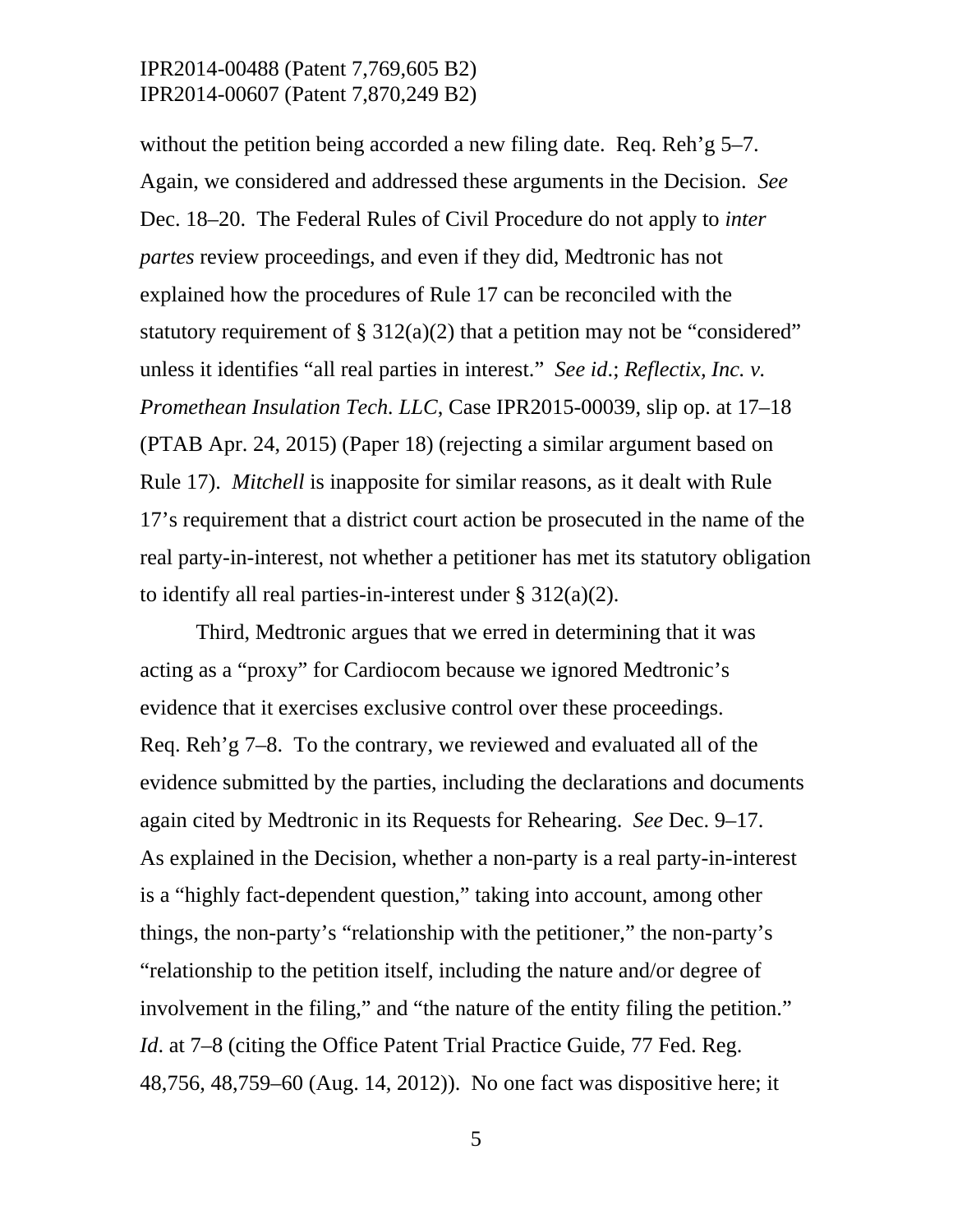without the petition being accorded a new filing date. Req. Reh'g 5–7. Again, we considered and addressed these arguments in the Decision. *See* Dec. 18–20. The Federal Rules of Civil Procedure do not apply to *inter partes* review proceedings, and even if they did, Medtronic has not explained how the procedures of Rule 17 can be reconciled with the statutory requirement of § 312(a)(2) that a petition may not be "considered" unless it identifies "all real parties in interest." *See id*.; *Reflectix, Inc. v. Promethean Insulation Tech. LLC*, Case IPR2015-00039, slip op. at 17–18 (PTAB Apr. 24, 2015) (Paper 18) (rejecting a similar argument based on Rule 17). *Mitchell* is inapposite for similar reasons, as it dealt with Rule 17's requirement that a district court action be prosecuted in the name of the real party-in-interest, not whether a petitioner has met its statutory obligation to identify all real parties-in-interest under § 312(a)(2).

Third, Medtronic argues that we erred in determining that it was acting as a "proxy" for Cardiocom because we ignored Medtronic's evidence that it exercises exclusive control over these proceedings. Req. Reh'g 7–8. To the contrary, we reviewed and evaluated all of the evidence submitted by the parties, including the declarations and documents again cited by Medtronic in its Requests for Rehearing. *See* Dec. 9–17. As explained in the Decision, whether a non-party is a real party-in-interest is a "highly fact-dependent question," taking into account, among other things, the non-party's "relationship with the petitioner," the non-party's "relationship to the petition itself, including the nature and/or degree of involvement in the filing," and "the nature of the entity filing the petition." *Id*. at 7–8 (citing the Office Patent Trial Practice Guide, 77 Fed. Reg. 48,756, 48,759–60 (Aug. 14, 2012)). No one fact was dispositive here; it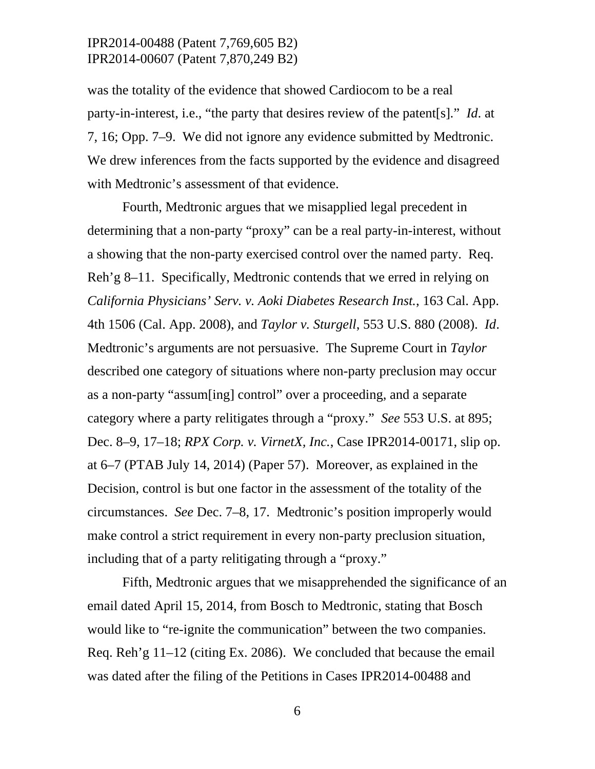was the totality of the evidence that showed Cardiocom to be a real party-in-interest, i.e., "the party that desires review of the patent[s]." *Id*. at 7, 16; Opp. 7–9. We did not ignore any evidence submitted by Medtronic. We drew inferences from the facts supported by the evidence and disagreed with Medtronic's assessment of that evidence.

Fourth, Medtronic argues that we misapplied legal precedent in determining that a non-party "proxy" can be a real party-in-interest, without a showing that the non-party exercised control over the named party. Req. Reh'g 8–11. Specifically, Medtronic contends that we erred in relying on *California Physicians' Serv. v. Aoki Diabetes Research Inst.*, 163 Cal. App. 4th 1506 (Cal. App. 2008), and *Taylor v. Sturgell*, 553 U.S. 880 (2008). *Id*. Medtronic's arguments are not persuasive. The Supreme Court in *Taylor* described one category of situations where non-party preclusion may occur as a non-party "assum[ing] control" over a proceeding, and a separate category where a party relitigates through a "proxy." *See* 553 U.S. at 895; Dec. 8–9, 17–18; *RPX Corp. v. VirnetX, Inc.*, Case IPR2014-00171, slip op. at 6–7 (PTAB July 14, 2014) (Paper 57). Moreover, as explained in the Decision, control is but one factor in the assessment of the totality of the circumstances. *See* Dec. 7–8, 17. Medtronic's position improperly would make control a strict requirement in every non-party preclusion situation, including that of a party relitigating through a "proxy."

Fifth, Medtronic argues that we misapprehended the significance of an email dated April 15, 2014, from Bosch to Medtronic, stating that Bosch would like to "re-ignite the communication" between the two companies. Req. Reh'g 11–12 (citing Ex. 2086). We concluded that because the email was dated after the filing of the Petitions in Cases IPR2014-00488 and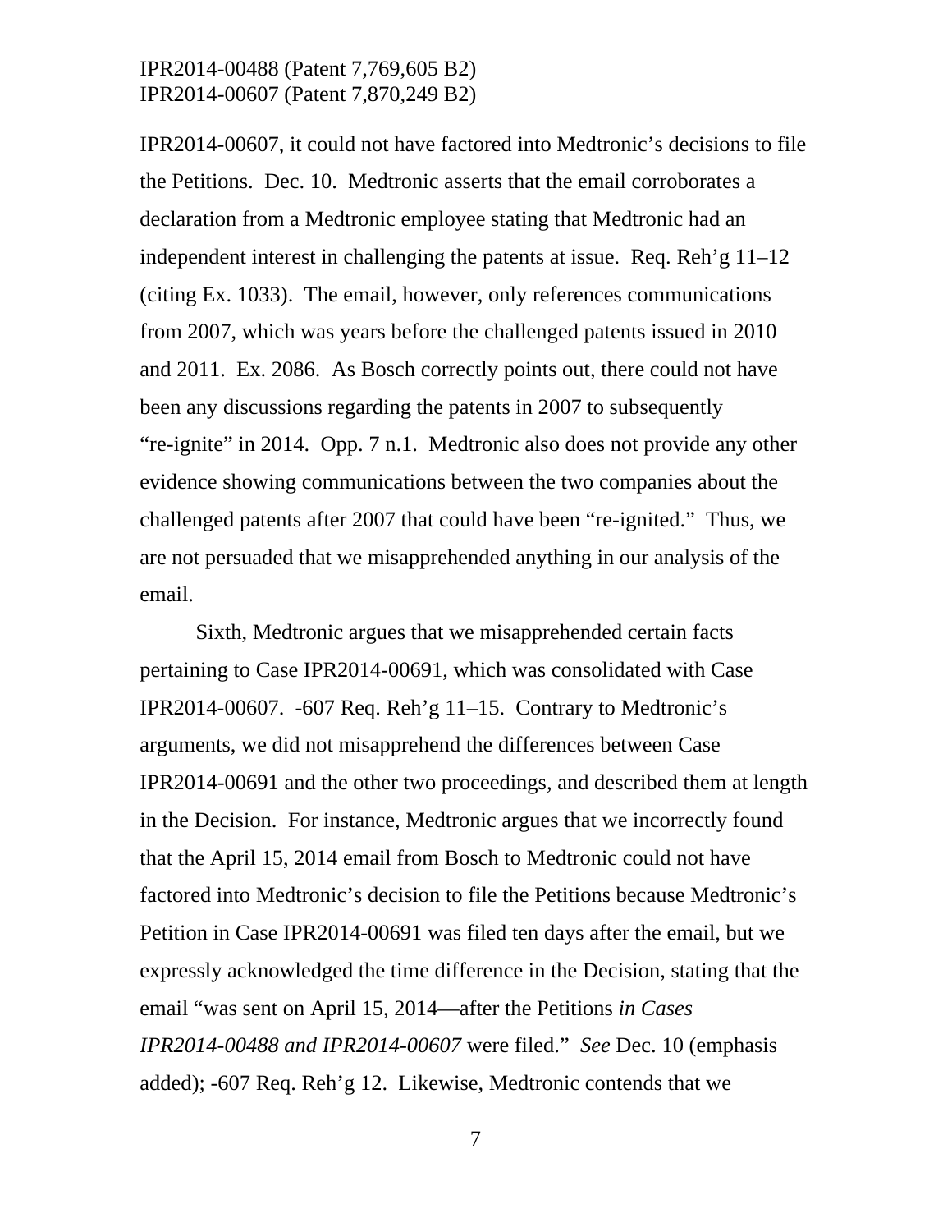IPR2014-00607, it could not have factored into Medtronic's decisions to file the Petitions. Dec. 10. Medtronic asserts that the email corroborates a declaration from a Medtronic employee stating that Medtronic had an independent interest in challenging the patents at issue. Req. Reh'g 11–12 (citing Ex. 1033). The email, however, only references communications from 2007, which was years before the challenged patents issued in 2010 and 2011. Ex. 2086. As Bosch correctly points out, there could not have been any discussions regarding the patents in 2007 to subsequently "re-ignite" in 2014. Opp. 7 n.1. Medtronic also does not provide any other evidence showing communications between the two companies about the challenged patents after 2007 that could have been "re-ignited." Thus, we are not persuaded that we misapprehended anything in our analysis of the email.

Sixth, Medtronic argues that we misapprehended certain facts pertaining to Case IPR2014-00691, which was consolidated with Case IPR2014-00607. -607 Req. Reh'g 11–15. Contrary to Medtronic's arguments, we did not misapprehend the differences between Case IPR2014-00691 and the other two proceedings, and described them at length in the Decision. For instance, Medtronic argues that we incorrectly found that the April 15, 2014 email from Bosch to Medtronic could not have factored into Medtronic's decision to file the Petitions because Medtronic's Petition in Case IPR2014-00691 was filed ten days after the email, but we expressly acknowledged the time difference in the Decision, stating that the email "was sent on April 15, 2014—after the Petitions *in Cases IPR2014-00488 and IPR2014-00607* were filed." *See* Dec. 10 (emphasis added); -607 Req. Reh'g 12. Likewise, Medtronic contends that we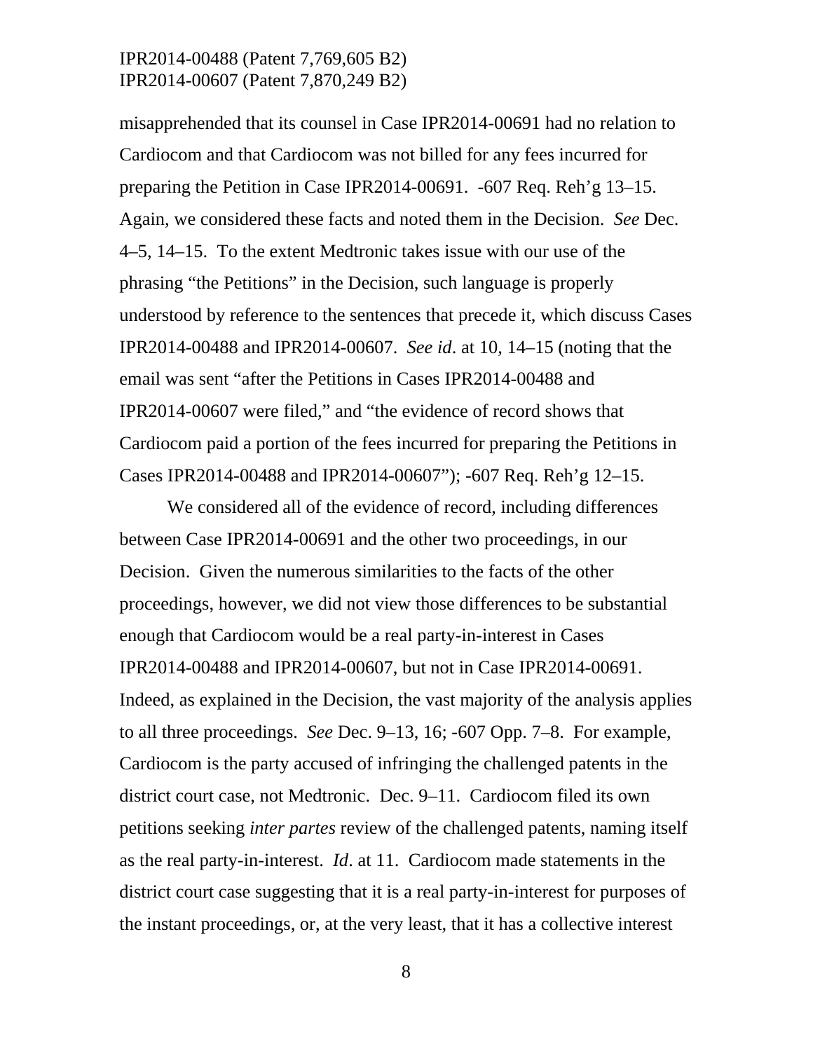misapprehended that its counsel in Case IPR2014-00691 had no relation to Cardiocom and that Cardiocom was not billed for any fees incurred for preparing the Petition in Case IPR2014-00691. -607 Req. Reh'g 13–15. Again, we considered these facts and noted them in the Decision. *See* Dec. 4–5, 14–15. To the extent Medtronic takes issue with our use of the phrasing "the Petitions" in the Decision, such language is properly understood by reference to the sentences that precede it, which discuss Cases IPR2014-00488 and IPR2014-00607. *See id*. at 10, 14–15 (noting that the email was sent "after the Petitions in Cases IPR2014-00488 and IPR2014-00607 were filed," and "the evidence of record shows that Cardiocom paid a portion of the fees incurred for preparing the Petitions in Cases IPR2014-00488 and IPR2014-00607"); -607 Req. Reh'g 12–15.

We considered all of the evidence of record, including differences between Case IPR2014-00691 and the other two proceedings, in our Decision. Given the numerous similarities to the facts of the other proceedings, however, we did not view those differences to be substantial enough that Cardiocom would be a real party-in-interest in Cases IPR2014-00488 and IPR2014-00607, but not in Case IPR2014-00691. Indeed, as explained in the Decision, the vast majority of the analysis applies to all three proceedings. *See* Dec. 9–13, 16; -607 Opp. 7–8. For example, Cardiocom is the party accused of infringing the challenged patents in the district court case, not Medtronic. Dec. 9–11. Cardiocom filed its own petitions seeking *inter partes* review of the challenged patents, naming itself as the real party-in-interest. *Id*. at 11. Cardiocom made statements in the district court case suggesting that it is a real party-in-interest for purposes of the instant proceedings, or, at the very least, that it has a collective interest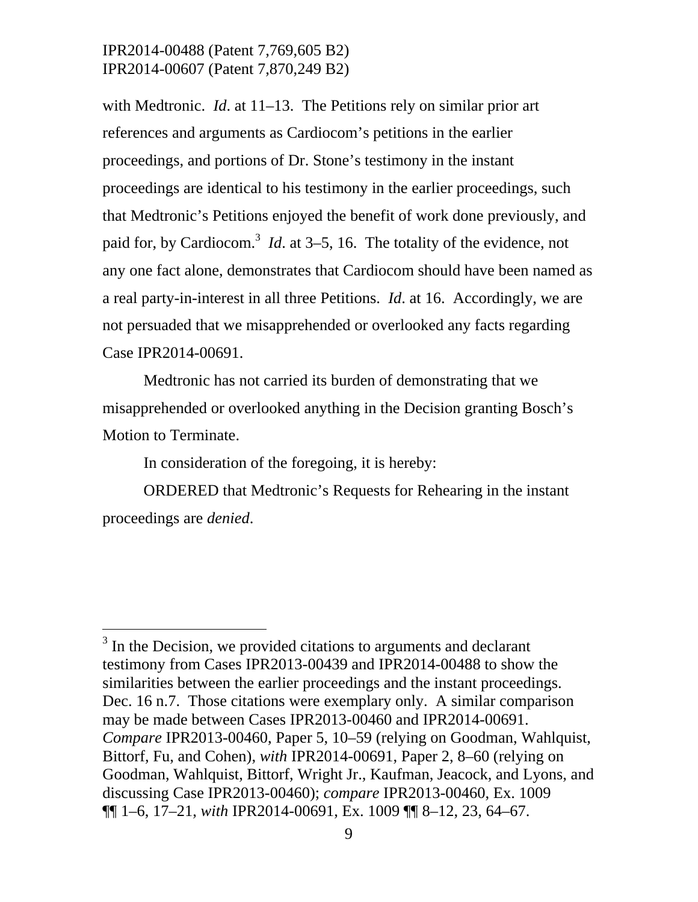with Medtronic. *Id*. at 11–13. The Petitions rely on similar prior art references and arguments as Cardiocom's petitions in the earlier proceedings, and portions of Dr. Stone's testimony in the instant proceedings are identical to his testimony in the earlier proceedings, such that Medtronic's Petitions enjoyed the benefit of work done previously, and paid for, by Cardiocom.[3] *Id*. at 3–5, 16. The totality of the evidence, not any one fact alone, demonstrates that Cardiocom should have been named as a real party-in-interest in all three Petitions. *Id*. at 16. Accordingly, we are not persuaded that we misapprehended or overlooked any facts regarding Case IPR2014-00691.

Medtronic has not carried its burden of demonstrating that we misapprehended or overlooked anything in the Decision granting Bosch's Motion to Terminate.

In consideration of the foregoing, it is hereby:

ORDERED that Medtronic's Requests for Rehearing in the instant proceedings are *denied*.

---

[3] In the Decision, we provided citations to arguments and declarant testimony from Cases IPR2013-00439 and IPR2014-00488 to show the similarities between the earlier proceedings and the instant proceedings. Dec. 16 n.7. Those citations were exemplary only. A similar comparison may be made between Cases IPR2013-00460 and IPR2014-00691. *Compare* IPR2013-00460, Paper 5, 10–59 (relying on Goodman, Wahlquist, Bittorf, Fu, and Cohen), *with* IPR2014-00691, Paper 2, 8–60 (relying on Goodman, Wahlquist, Bittorf, Wright Jr., Kaufman, Jeacock, and Lyons, and discussing Case IPR2013-00460); *compare* IPR2013-00460, Ex. 1009 ¶¶ 1–6, 17–21, *with* IPR2014-00691, Ex. 1009 ¶¶ 8–12, 23, 64–67.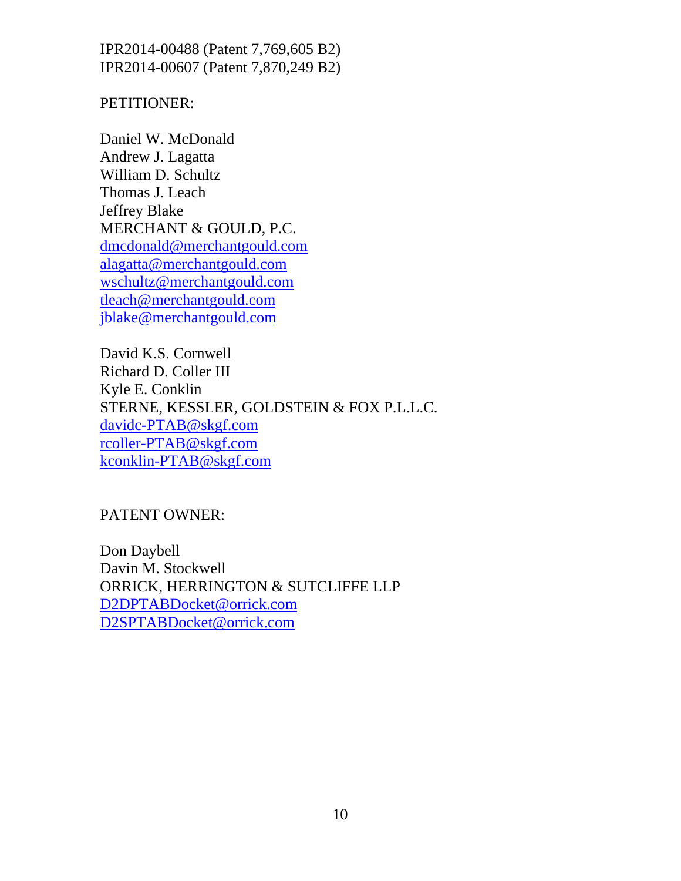IPR2014-00488 (Patent 7,769,605 B2)
IPR2014-00607 (Patent 7,870,249 B2)

PETITIONER:

Daniel W. McDonald
Andrew J. Lagatta
William D. Schultz
Thomas J. Leach
Jeffrey Blake
MERCHANT & GOULD, P.C.
dmcdonald@merchantgould.com
alagatta@merchantgould.com
wschultz@merchantgould.com
tleach@merchantgould.com
jblake@merchantgould.com

David K.S. Cornwell
Richard D. Coller III
Kyle E. Conklin
STERNE, KESSLER, GOLDSTEIN & FOX P.L.L.C.
davidc-PTAB@skgf.com
rcoller-PTAB@skgf.com
kconklin-PTAB@skgf.com

PATENT OWNER:

Don Daybell
Davin M. Stockwell
ORRICK, HERRINGTON & SUTCLIFFE LLP
D2DPTABDocket@orrick.com
D2SPTABDocket@orrick.com